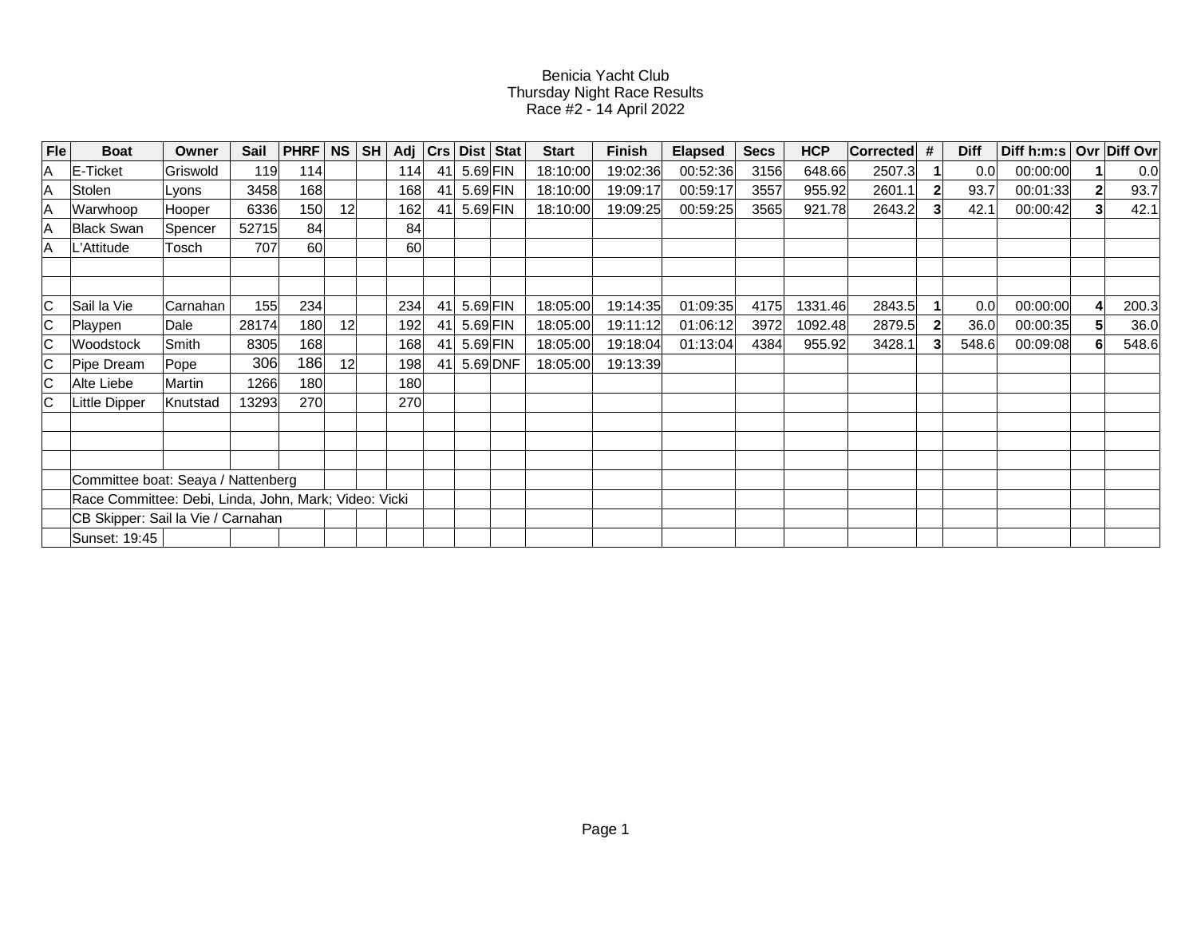Benicia Yacht Club
Thursday Night Race Results
Race #2 - 14 April 2022

| Fle | Boat | Owner | Sail | PHRF | NS | SH | Adj | Crs | Dist | Stat | Start | Finish | Elapsed | Secs | HCP | Corrected | # | Diff | Diff h:m:s | Ovr | Diff Ovr |
|---|---|---|---|---|---|---|---|---|---|---|---|---|---|---|---|---|---|---|---|---|---|
| A | E-Ticket | Griswold | 119 | 114 | | | 114 | 41 | 5.69 | FIN | 18:10:00 | 19:02:36 | 00:52:36 | 3156 | 648.66 | 2507.3 | 1 | 0.0 | 00:00:00 | 1 | 0.0 |
| A | Stolen | Lyons | 3458 | 168 | | | 168 | 41 | 5.69 | FIN | 18:10:00 | 19:09:17 | 00:59:17 | 3557 | 955.92 | 2601.1 | 2 | 93.7 | 00:01:33 | 2 | 93.7 |
| A | Warwhoop | Hooper | 6336 | 150 | 12 | | 162 | 41 | 5.69 | FIN | 18:10:00 | 19:09:25 | 00:59:25 | 3565 | 921.78 | 2643.2 | 3 | 42.1 | 00:00:42 | 3 | 42.1 |
| A | Black Swan | Spencer | 52715 | 84 | | | 84 | | | | | | | | | | | | | | |
| A | L'Attitude | Tosch | 707 | 60 | | | 60 | | | | | | | | | | | | | | |
| | | | | | | | | | | | | | | | | | | | | | |
| | | | | | | | | | | | | | | | | | | | | | |
| C | Sail la Vie | Carnahan | 155 | 234 | | | 234 | 41 | 5.69 | FIN | 18:05:00 | 19:14:35 | 01:09:35 | 4175 | 1331.46 | 2843.5 | 1 | 0.0 | 00:00:00 | 4 | 200.3 |
| C | Playpen | Dale | 28174 | 180 | 12 | | 192 | 41 | 5.69 | FIN | 18:05:00 | 19:11:12 | 01:06:12 | 3972 | 1092.48 | 2879.5 | 2 | 36.0 | 00:00:35 | 5 | 36.0 |
| C | Woodstock | Smith | 8305 | 168 | | | 168 | 41 | 5.69 | FIN | 18:05:00 | 19:18:04 | 01:13:04 | 4384 | 955.92 | 3428.1 | 3 | 548.6 | 00:09:08 | 6 | 548.6 |
| C | Pipe Dream | Pope | 306 | 186 | 12 | | 198 | 41 | 5.69 | DNF | 18:05:00 | 19:13:39 | | | | | | | | | |
| C | Alte Liebe | Martin | 1266 | 180 | | | 180 | | | | | | | | | | | | | | |
| C | Little Dipper | Knutstad | 13293 | 270 | | | 270 | | | | | | | | | | | | | | |
| | | | | | | | | | | | | | | | | | | | | | |
| | | | | | | | | | | | | | | | | | | | | | |
| | | | | | | | | | | | | | | | | | | | | | |
| | Committee boat: Seaya / Nattenberg | | | | | | | | | | | | | | | | | | | | |
| | Race Committee: Debi, Linda, John, Mark; Video: Vicki | | | | | | | | | | | | | | | | | | | | |
| | CB Skipper: Sail la Vie / Carnahan | | | | | | | | | | | | | | | | | | | | |
| | Sunset: 19:45 | | | | | | | | | | | | | | | | | | | | |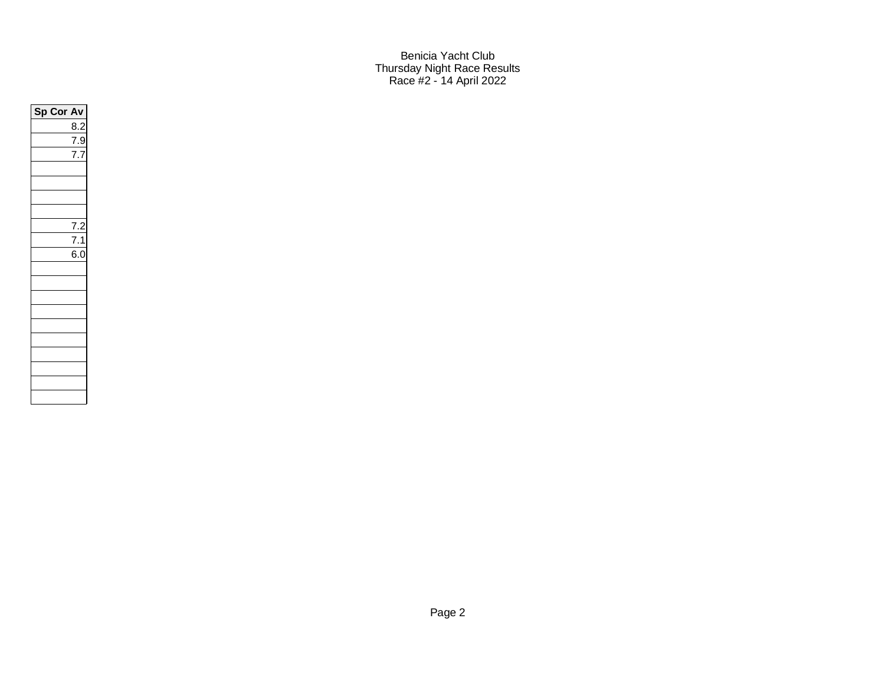Benicia Yacht Club
Thursday Night Race Results
Race #2 - 14 April 2022

| Sp Cor Av |
|---|
| 8.2 |
| 7.9 |
| 7.7 |
| |
| |
| |
| |
| 7.2 |
| 7.1 |
| 6.0 |
| |
| |
| |
| |
| |
| |
| |
| |
| |
| |